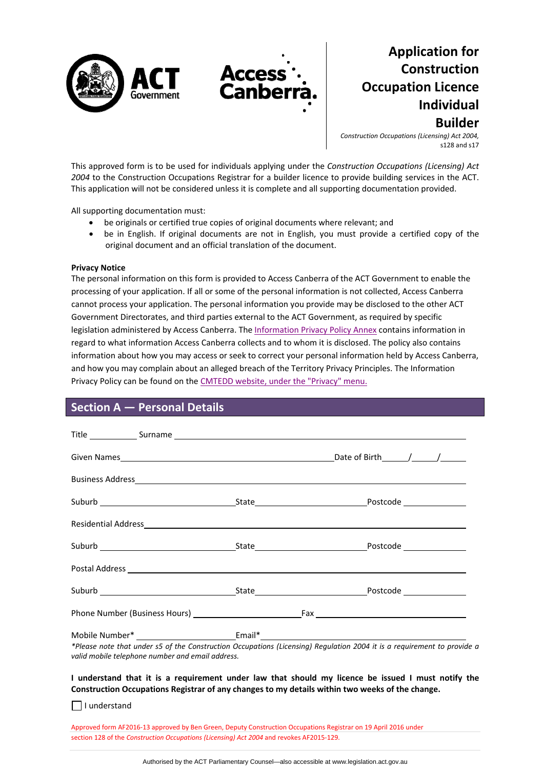# Application for Construction Occupation Licence Individual Builder

*Construction Occupations (Licensing) Act 2004,* s128 and s17

This approved form is to be used for individuals applying under the *Construction Occupations (Licensing) Act 2004* to the Construction Occupations Registrar for a builder licence to provide building services in the ACT. This application will not be considered unless it is complete and all supporting documentation provided.

All supporting documentation must:

- be originals or certified true copies of original documents where relevant; and
- be in English. If original documents are not in English, you must provide a certified copy of the original document and an official translation of the document.

**Privacy Notice**

The personal information on this form is provided to Access Canberra of the ACT Government to enable the processing of your application. If all or some of the personal information is not collected, Access Canberra cannot process your application. The personal information you provide may be disclosed to the other ACT Government Directorates, and third parties external to the ACT Government, as required by specific legislation administered by Access Canberra. The Information Privacy Policy Annex contains information in regard to what information Access Canberra collects and to whom it is disclosed. The policy also contains information about how you may access or seek to correct your personal information held by Access Canberra, and how you may complain about an alleged breach of the Territory Privacy Principles. The Information Privacy Policy can be found on the CMTEDD website, under the "Privacy" menu.

## Section A — Personal Details

Title __________ Surname ______________________________________________

Given Names ______________________________________ Date of Birth _____/_____/_____

Business Address ______________________________________________________

Suburb ______________________ State ____________________ Postcode ____________

Residential Address ____________________________________________________

Suburb ______________________ State ____________________ Postcode ____________

Postal Address ________________________________________________________

Suburb ______________________ State ____________________ Postcode ____________

Phone Number (Business Hours) ____________________ Fax ______________________

Mobile Number* ____________________ Email* ______________________________

*\*Please note that under s5 of the Construction Occupations (Licensing) Regulation 2004 it is a requirement to provide a valid mobile telephone number and email address.*

**I understand that it is a requirement under law that should my licence be issued I must notify the Construction Occupations Registrar of any changes to my details within two weeks of the change.**

☐ I understand

Approved form AF2016-13 approved by Ben Green, Deputy Construction Occupations Registrar on 19 April 2016 under section 128 of the *Construction Occupations (Licensing) Act 2004* and revokes AF2015-129.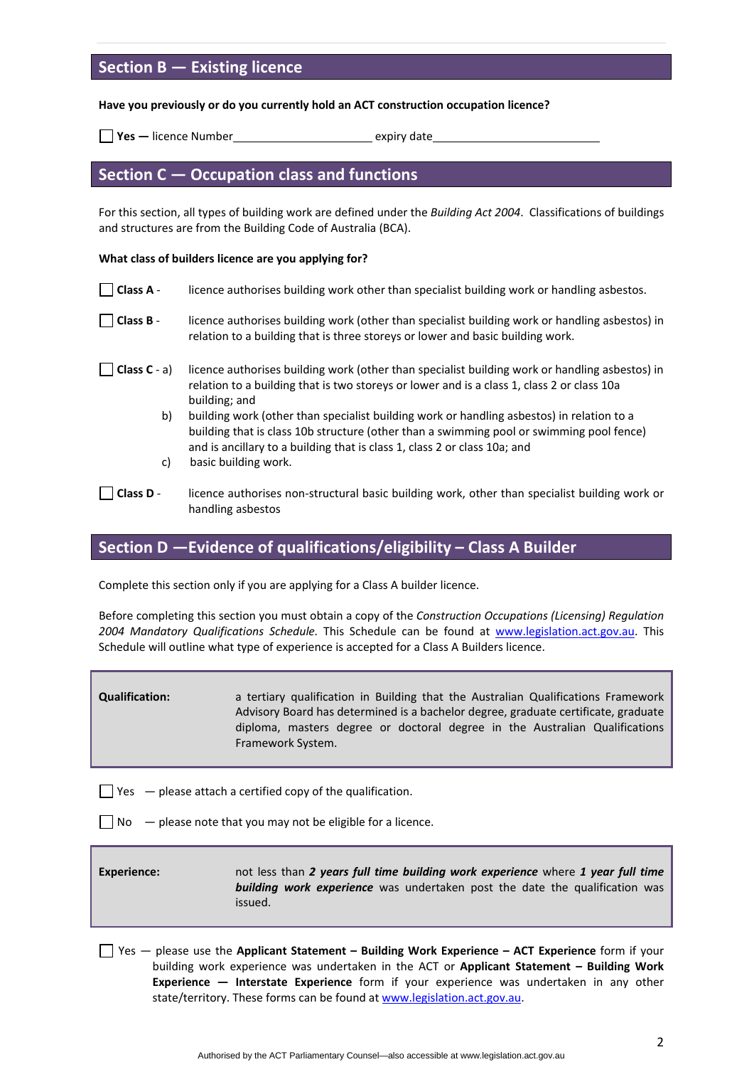## Section B — Existing licence

**Have you previously or do you currently hold an ACT construction occupation licence?**

☐ **Yes** — licence Number\_\_\_\_\_\_\_\_\_\_\_\_\_\_\_\_\_\_\_\_\_\_\_\_ expiry date\_\_\_\_\_\_\_\_\_\_\_\_\_\_\_\_\_\_\_\_\_\_\_\_\_\_\_\_

## Section C — Occupation class and functions

For this section, all types of building work are defined under the *Building Act 2004*. Classifications of buildings and structures are from the Building Code of Australia (BCA).

**What class of builders licence are you applying for?**

☐ **Class A** - licence authorises building work other than specialist building work or handling asbestos.

☐ **Class B** - licence authorises building work (other than specialist building work or handling asbestos) in relation to a building that is three storeys or lower and basic building work.

☐ **Class C** -
a) licence authorises building work (other than specialist building work or handling asbestos) in relation to a building that is two storeys or lower and is a class 1, class 2 or class 10a building; and
b) building work (other than specialist building work or handling asbestos) in relation to a building that is class 10b structure (other than a swimming pool or swimming pool fence) and is ancillary to a building that is class 1, class 2 or class 10a; and
c) basic building work.

☐ **Class D** - licence authorises non-structural basic building work, other than specialist building work or handling asbestos

## Section D —Evidence of qualifications/eligibility – Class A Builder

Complete this section only if you are applying for a Class A builder licence.

Before completing this section you must obtain a copy of the *Construction Occupations (Licensing) Regulation 2004 Mandatory Qualifications Schedule*. This Schedule can be found at www.legislation.act.gov.au. This Schedule will outline what type of experience is accepted for a Class A Builders licence.

| **Qualification:** | a tertiary qualification in Building that the Australian Qualifications Framework Advisory Board has determined is a bachelor degree, graduate certificate, graduate diploma, masters degree or doctoral degree in the Australian Qualifications Framework System. |
|---|---|

☐ Yes — please attach a certified copy of the qualification.

☐ No — please note that you may not be eligible for a licence.

| **Experience:** | not less than ***2 years full time building work experience*** where ***1 year full time building work experience*** was undertaken post the date the qualification was issued. |
|---|---|

☐ Yes — please use the **Applicant Statement – Building Work Experience – ACT Experience** form if your building work experience was undertaken in the ACT or **Applicant Statement – Building Work Experience — Interstate Experience** form if your experience was undertaken in any other state/territory. These forms can be found at www.legislation.act.gov.au.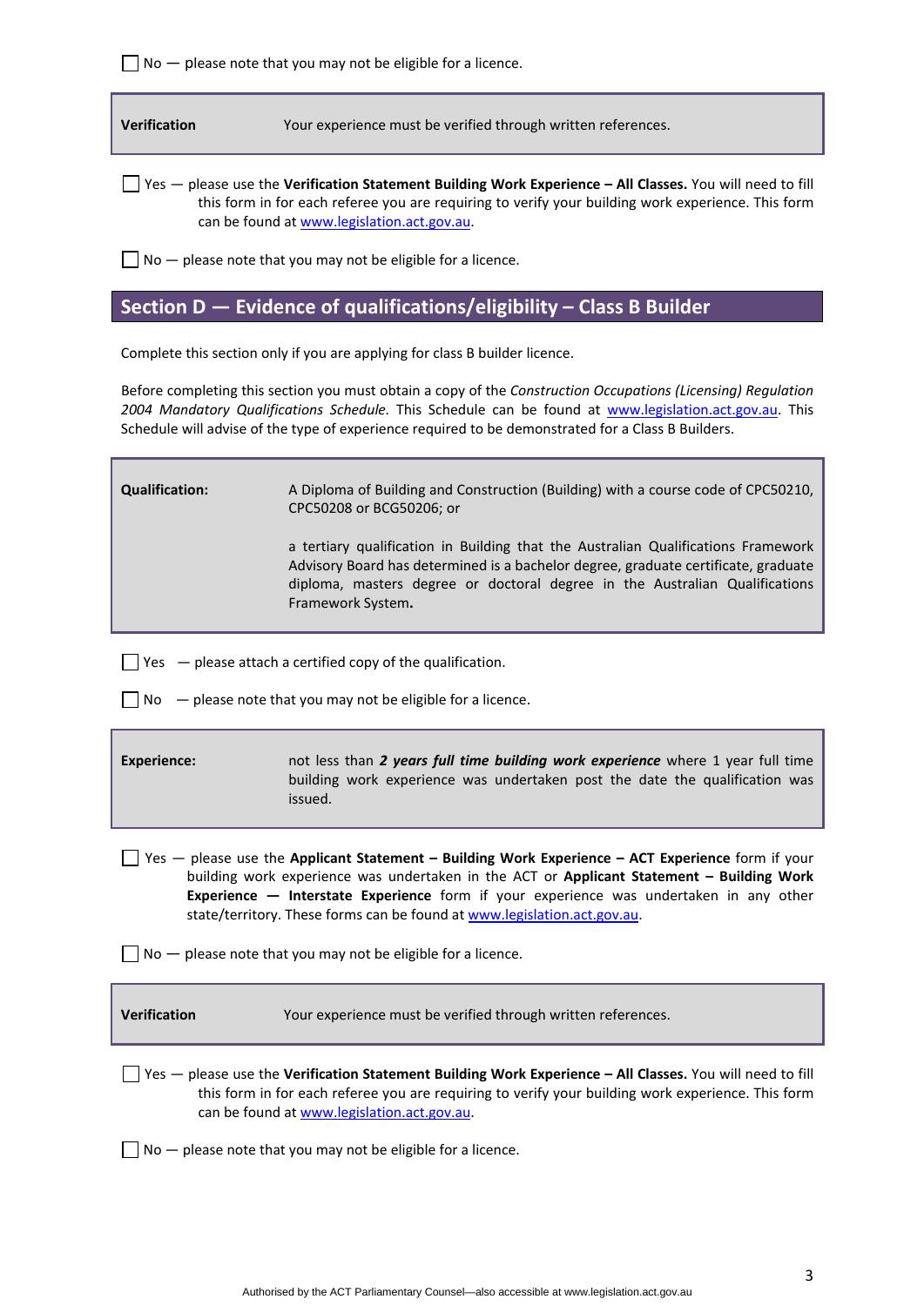☐ No — please note that you may not be eligible for a licence.

| **Verification** | Your experience must be verified through written references. |
|---|---|

☐ Yes — please use the **Verification Statement Building Work Experience – All Classes.** You will need to fill this form in for each referee you are requiring to verify your building work experience. This form can be found at www.legislation.act.gov.au.

☐ No — please note that you may not be eligible for a licence.

## Section D — Evidence of qualifications/eligibility – Class B Builder

Complete this section only if you are applying for class B builder licence.

Before completing this section you must obtain a copy of the *Construction Occupations (Licensing) Regulation 2004 Mandatory Qualifications Schedule.* This Schedule can be found at www.legislation.act.gov.au. This Schedule will advise of the type of experience required to be demonstrated for a Class B Builders.

| **Qualification:** | A Diploma of Building and Construction (Building) with a course code of CPC50210, CPC50208 or BCG50206; or<br><br>a tertiary qualification in Building that the Australian Qualifications Framework Advisory Board has determined is a bachelor degree, graduate certificate, graduate diploma, masters degree or doctoral degree in the Australian Qualifications Framework System**.** |
|---|---|

☐ Yes — please attach a certified copy of the qualification.

☐ No — please note that you may not be eligible for a licence.

| **Experience:** | not less than ***2 years full time building work experience*** where 1 year full time building work experience was undertaken post the date the qualification was issued. |
|---|---|

☐ Yes — please use the **Applicant Statement – Building Work Experience – ACT Experience** form if your building work experience was undertaken in the ACT or **Applicant Statement – Building Work Experience — Interstate Experience** form if your experience was undertaken in any other state/territory. These forms can be found at www.legislation.act.gov.au.

☐ No — please note that you may not be eligible for a licence.

| **Verification** | Your experience must be verified through written references. |
|---|---|

☐ Yes — please use the **Verification Statement Building Work Experience – All Classes.** You will need to fill this form in for each referee you are requiring to verify your building work experience. This form can be found at www.legislation.act.gov.au.

☐ No — please note that you may not be eligible for a licence.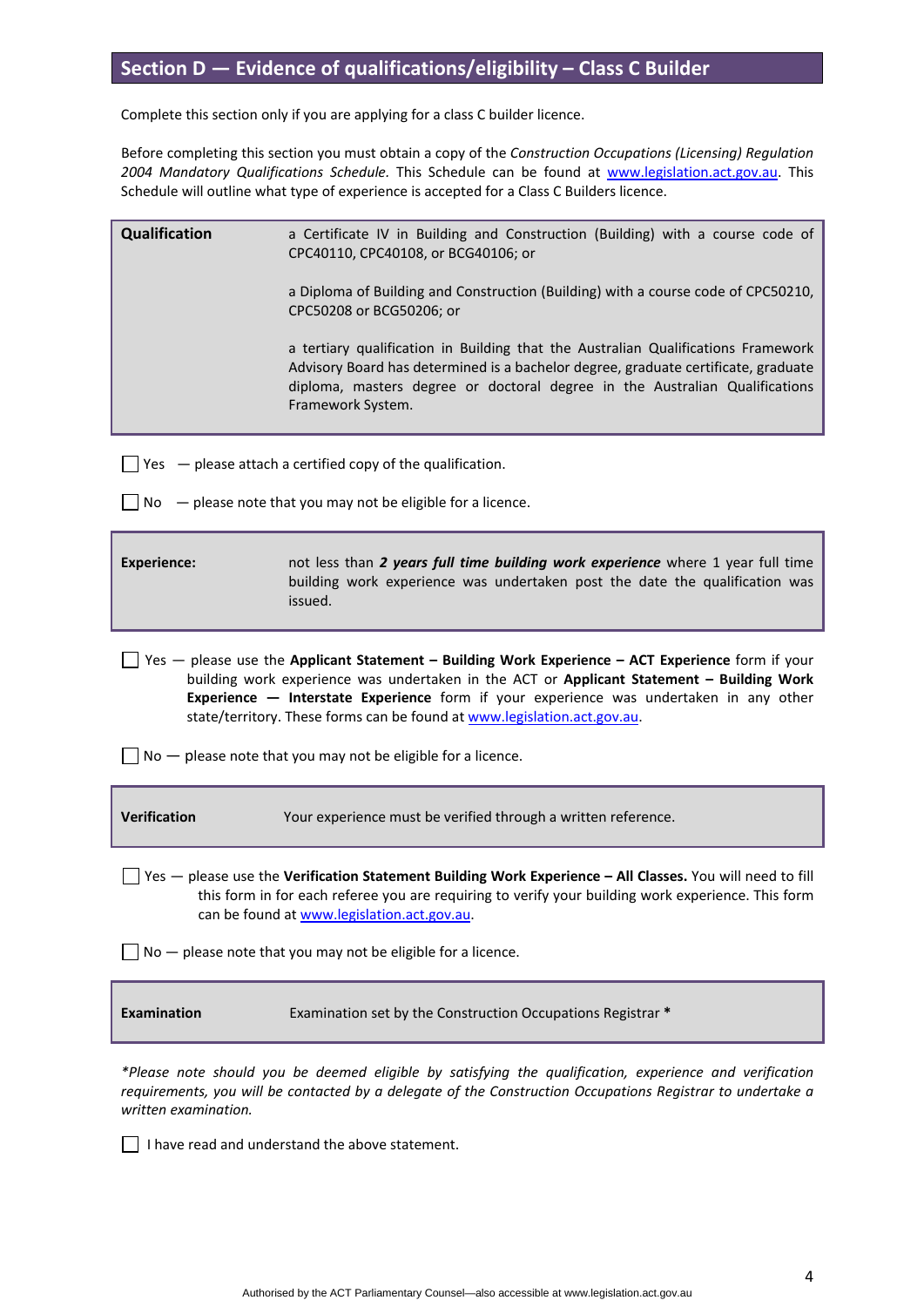## Section D — Evidence of qualifications/eligibility – Class C Builder

Complete this section only if you are applying for a class C builder licence.

Before completing this section you must obtain a copy of the *Construction Occupations (Licensing) Regulation 2004 Mandatory Qualifications Schedule.* This Schedule can be found at www.legislation.act.gov.au. This Schedule will outline what type of experience is accepted for a Class C Builders licence.

| **Qualification** | a Certificate IV in Building and Construction (Building) with a course code of CPC40110, CPC40108, or BCG40106; or<br><br>a Diploma of Building and Construction (Building) with a course code of CPC50210, CPC50208 or BCG50206; or<br><br>a tertiary qualification in Building that the Australian Qualifications Framework Advisory Board has determined is a bachelor degree, graduate certificate, graduate diploma, masters degree or doctoral degree in the Australian Qualifications Framework System. |
|---|---|

☐ Yes — please attach a certified copy of the qualification.

☐ No — please note that you may not be eligible for a licence.

| **Experience:** | not less than ***2 years full time building work experience*** where 1 year full time building work experience was undertaken post the date the qualification was issued. |
|---|---|

☐ Yes — please use the **Applicant Statement – Building Work Experience – ACT Experience** form if your building work experience was undertaken in the ACT or **Applicant Statement – Building Work Experience — Interstate Experience** form if your experience was undertaken in any other state/territory. These forms can be found at www.legislation.act.gov.au.

☐ No — please note that you may not be eligible for a licence.

| **Verification** | Your experience must be verified through a written reference. |
|---|---|

☐ Yes — please use the **Verification Statement Building Work Experience – All Classes.** You will need to fill this form in for each referee you are requiring to verify your building work experience. This form can be found at www.legislation.act.gov.au.

☐ No — please note that you may not be eligible for a licence.

| **Examination** | Examination set by the Construction Occupations Registrar * |
|---|---|

**Please note should you be deemed eligible by satisfying the qualification, experience and verification requirements, you will be contacted by a delegate of the Construction Occupations Registrar to undertake a written examination.*

☐ I have read and understand the above statement.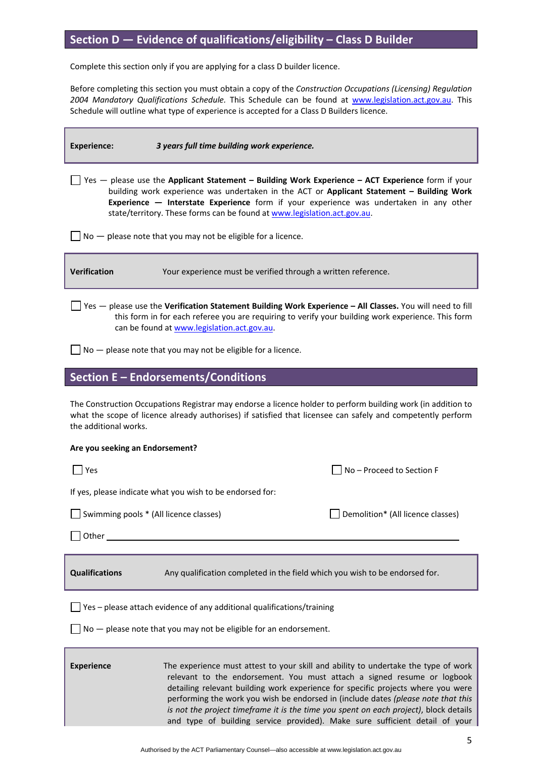## Section D — Evidence of qualifications/eligibility – Class D Builder

Complete this section only if you are applying for a class D builder licence.

Before completing this section you must obtain a copy of the *Construction Occupations (Licensing) Regulation 2004 Mandatory Qualifications Schedule.* This Schedule can be found at www.legislation.act.gov.au. This Schedule will outline what type of experience is accepted for a Class D Builders licence.

| **Experience:** | ***3 years full time building work experience.*** |
|---|---|

☐ Yes — please use the **Applicant Statement – Building Work Experience – ACT Experience** form if your building work experience was undertaken in the ACT or **Applicant Statement – Building Work Experience — Interstate Experience** form if your experience was undertaken in any other state/territory. These forms can be found at www.legislation.act.gov.au.

☐ No — please note that you may not be eligible for a licence.

| **Verification** | Your experience must be verified through a written reference. |
|---|---|

☐ Yes — please use the **Verification Statement Building Work Experience – All Classes.** You will need to fill this form in for each referee you are requiring to verify your building work experience. This form can be found at www.legislation.act.gov.au.

☐ No — please note that you may not be eligible for a licence.

## Section E – Endorsements/Conditions

The Construction Occupations Registrar may endorse a licence holder to perform building work (in addition to what the scope of licence already authorises) if satisfied that licensee can safely and competently perform the additional works.

**Are you seeking an Endorsement?**

☐ Yes

☐ No – Proceed to Section F

If yes, please indicate what you wish to be endorsed for:

☐ Swimming pools * (All licence classes)

☐ Demolition* (All licence classes)

☐ Other ____________________________________________

| **Qualifications** | Any qualification completed in the field which you wish to be endorsed for. |
|---|---|

☐ Yes – please attach evidence of any additional qualifications/training

☐ No — please note that you may not be eligible for an endorsement.

| **Experience** | The experience must attest to your skill and ability to undertake the type of work relevant to the endorsement. You must attach a signed resume or logbook detailing relevant building work experience for specific projects where you were performing the work you wish be endorsed in (include dates *(please note that this is not the project timeframe it is the time you spent on each project)*, block details and type of building service provided). Make sure sufficient detail of your |
|---|---|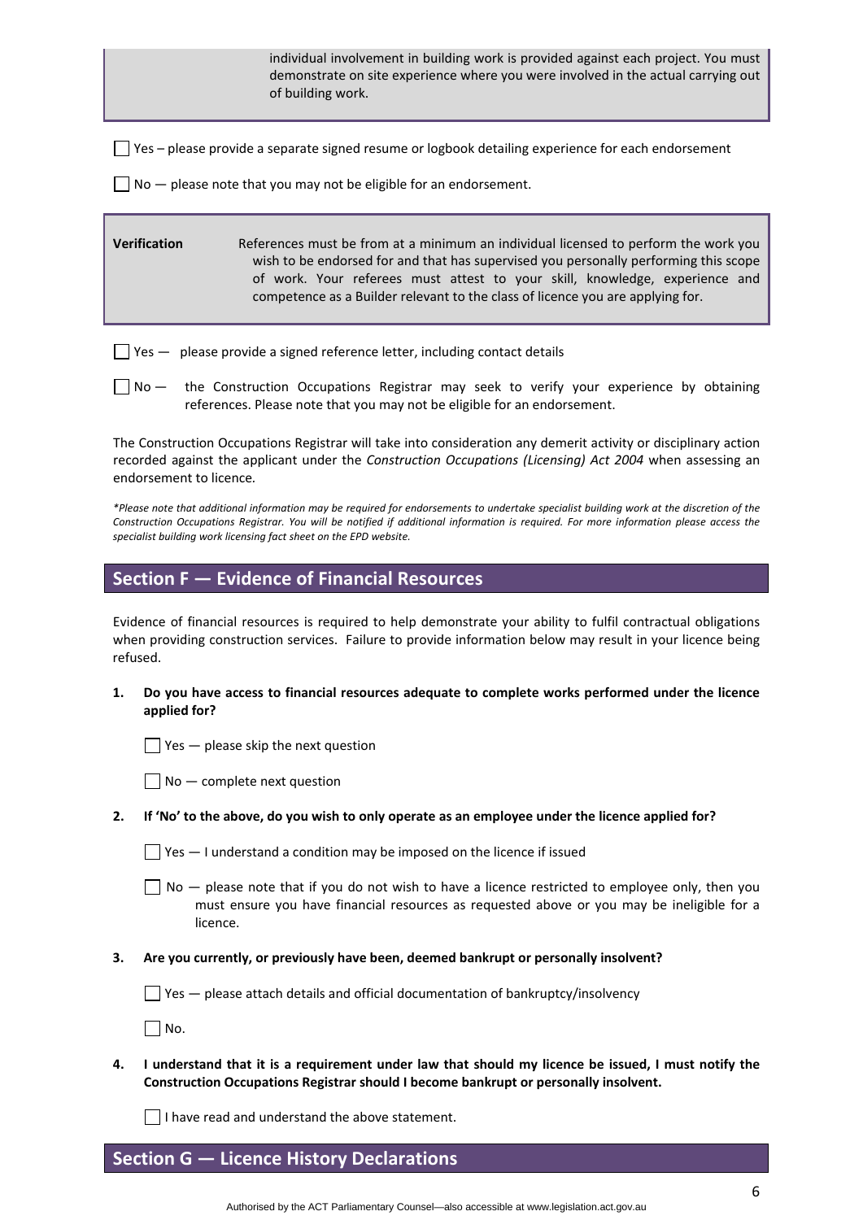individual involvement in building work is provided against each project. You must demonstrate on site experience where you were involved in the actual carrying out of building work.

☐ Yes – please provide a separate signed resume or logbook detailing experience for each endorsement

☐ No — please note that you may not be eligible for an endorsement.

**Verification** References must be from at a minimum an individual licensed to perform the work you wish to be endorsed for and that has supervised you personally performing this scope of work. Your referees must attest to your skill, knowledge, experience and competence as a Builder relevant to the class of licence you are applying for.

☐ Yes — please provide a signed reference letter, including contact details

☐ No — the Construction Occupations Registrar may seek to verify your experience by obtaining references. Please note that you may not be eligible for an endorsement.

The Construction Occupations Registrar will take into consideration any demerit activity or disciplinary action recorded against the applicant under the *Construction Occupations (Licensing) Act 2004* when assessing an endorsement to licence.

*\*Please note that additional information may be required for endorsements to undertake specialist building work at the discretion of the Construction Occupations Registrar. You will be notified if additional information is required. For more information please access the specialist building work licensing fact sheet on the EPD website.*

## Section F — Evidence of Financial Resources

Evidence of financial resources is required to help demonstrate your ability to fulfil contractual obligations when providing construction services. Failure to provide information below may result in your licence being refused.

1. **Do you have access to financial resources adequate to complete works performed under the licence applied for?**

   ☐ Yes — please skip the next question

   ☐ No — complete next question

2. **If 'No' to the above, do you wish to only operate as an employee under the licence applied for?**

   ☐ Yes — I understand a condition may be imposed on the licence if issued

   ☐ No — please note that if you do not wish to have a licence restricted to employee only, then you must ensure you have financial resources as requested above or you may be ineligible for a licence.

3. **Are you currently, or previously have been, deemed bankrupt or personally insolvent?**

   ☐ Yes — please attach details and official documentation of bankruptcy/insolvency

   ☐ No.

4. **I understand that it is a requirement under law that should my licence be issued, I must notify the Construction Occupations Registrar should I become bankrupt or personally insolvent.**

   ☐ I have read and understand the above statement.

## Section G — Licence History Declarations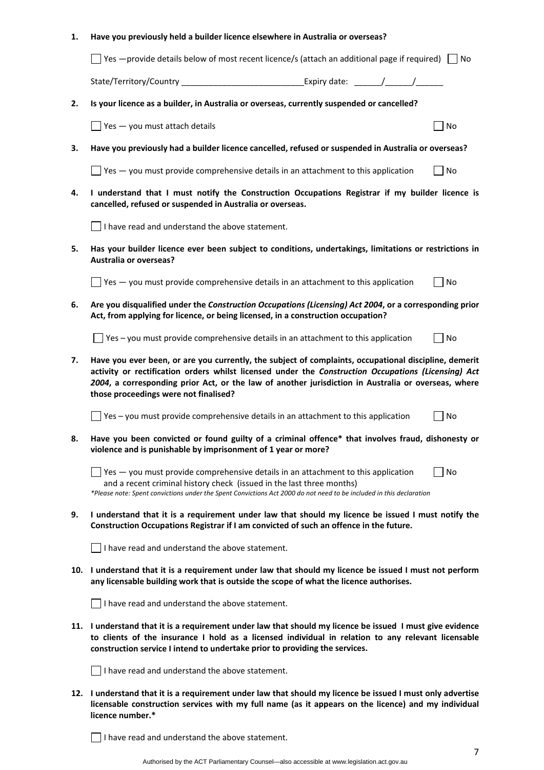**1. Have you previously held a builder licence elsewhere in Australia or overseas?**

☐ Yes —provide details below of most recent licence/s (attach an additional page if required) ☐ No

State/Territory/Country ___________________________Expiry date: ______/______/______

**2. Is your licence as a builder, in Australia or overseas, currently suspended or cancelled?**

☐ Yes — you must attach details ☐ No

**3. Have you previously had a builder licence cancelled, refused or suspended in Australia or overseas?**

☐ Yes — you must provide comprehensive details in an attachment to this application ☐ No

**4. I understand that I must notify the Construction Occupations Registrar if my builder licence is cancelled, refused or suspended in Australia or overseas.**

☐ I have read and understand the above statement.

**5. Has your builder licence ever been subject to conditions, undertakings, limitations or restrictions in Australia or overseas?**

☐ Yes — you must provide comprehensive details in an attachment to this application ☐ No

**6. Are you disqualified under the *Construction Occupations (Licensing) Act 2004*, or a corresponding prior Act, from applying for licence, or being licensed, in a construction occupation?**

☐ Yes – you must provide comprehensive details in an attachment to this application ☐ No

**7. Have you ever been, or are you currently, the subject of complaints, occupational discipline, demerit activity or rectification orders whilst licensed under the *Construction Occupations (Licensing) Act 2004*, a corresponding prior Act, or the law of another jurisdiction in Australia or overseas, where those proceedings were not finalised?**

☐ Yes – you must provide comprehensive details in an attachment to this application ☐ No

**8. Have you been convicted or found guilty of a criminal offence\* that involves fraud, dishonesty or violence and is punishable by imprisonment of 1 year or more?**

☐ Yes — you must provide comprehensive details in an attachment to this application and a recent criminal history check (issued in the last three months) ☐ No

*\*Please note: Spent convictions under the Spent Convictions Act 2000 do not need to be included in this declaration*

**9. I understand that it is a requirement under law that should my licence be issued I must notify the Construction Occupations Registrar if I am convicted of such an offence in the future.**

☐ I have read and understand the above statement.

**10. I understand that it is a requirement under law that should my licence be issued I must not perform any licensable building work that is outside the scope of what the licence authorises.**

☐ I have read and understand the above statement.

**11. I understand that it is a requirement under law that should my licence be issued I must give evidence to clients of the insurance I hold as a licensed individual in relation to any relevant licensable construction service I intend to undertake prior to providing the services.**

☐ I have read and understand the above statement.

**12. I understand that it is a requirement under law that should my licence be issued I must only advertise licensable construction services with my full name (as it appears on the licence) and my individual licence number.\***

☐ I have read and understand the above statement.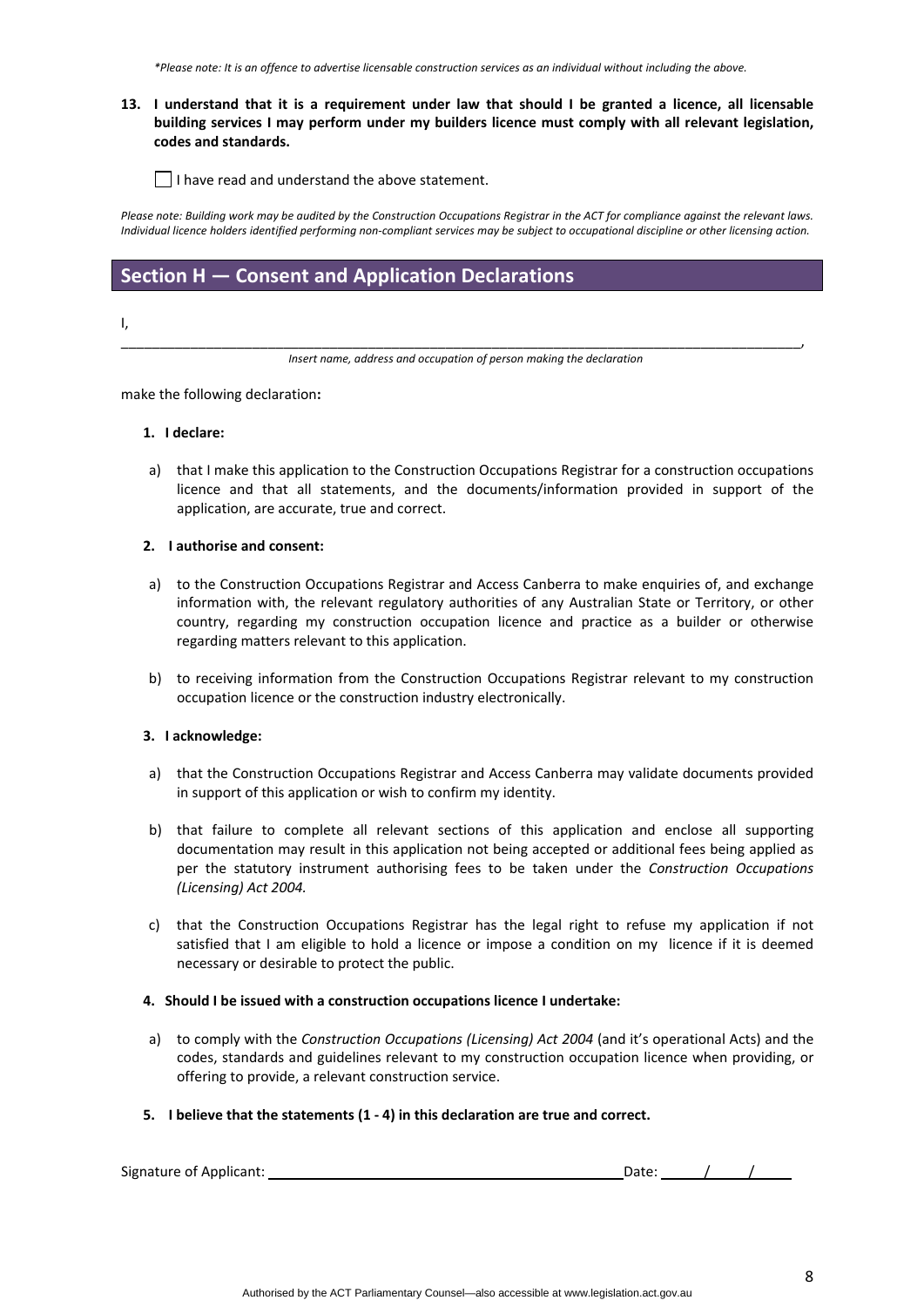*\*Please note: It is an offence to advertise licensable construction services as an individual without including the above.*

**13. I understand that it is a requirement under law that should I be granted a licence, all licensable building services I may perform under my builders licence must comply with all relevant legislation, codes and standards.**

☐ I have read and understand the above statement.

*Please note: Building work may be audited by the Construction Occupations Registrar in the ACT for compliance against the relevant laws. Individual licence holders identified performing non-compliant services may be subject to occupational discipline or other licensing action.*

## Section H — Consent and Application Declarations

I,

____________________________________________________________________________________________,

*Insert name, address and occupation of person making the declaration*

make the following declaration**:**

**1. I declare:**

a) that I make this application to the Construction Occupations Registrar for a construction occupations licence and that all statements, and the documents/information provided in support of the application, are accurate, true and correct.

**2. I authorise and consent:**

a) to the Construction Occupations Registrar and Access Canberra to make enquiries of, and exchange information with, the relevant regulatory authorities of any Australian State or Territory, or other country, regarding my construction occupation licence and practice as a builder or otherwise regarding matters relevant to this application.

b) to receiving information from the Construction Occupations Registrar relevant to my construction occupation licence or the construction industry electronically.

**3. I acknowledge:**

a) that the Construction Occupations Registrar and Access Canberra may validate documents provided in support of this application or wish to confirm my identity.

b) that failure to complete all relevant sections of this application and enclose all supporting documentation may result in this application not being accepted or additional fees being applied as per the statutory instrument authorising fees to be taken under the *Construction Occupations (Licensing) Act 2004.*

c) that the Construction Occupations Registrar has the legal right to refuse my application if not satisfied that I am eligible to hold a licence or impose a condition on my licence if it is deemed necessary or desirable to protect the public.

**4. Should I be issued with a construction occupations licence I undertake:**

a) to comply with the *Construction Occupations (Licensing) Act 2004* (and it's operational Acts) and the codes, standards and guidelines relevant to my construction occupation licence when providing, or offering to provide, a relevant construction service.

**5. I believe that the statements (1 - 4) in this declaration are true and correct.**

Signature of Applicant: ______________________________ Date: _____/_____/_____

Authorised by the ACT Parliamentary Counsel—also accessible at www.legislation.act.gov.au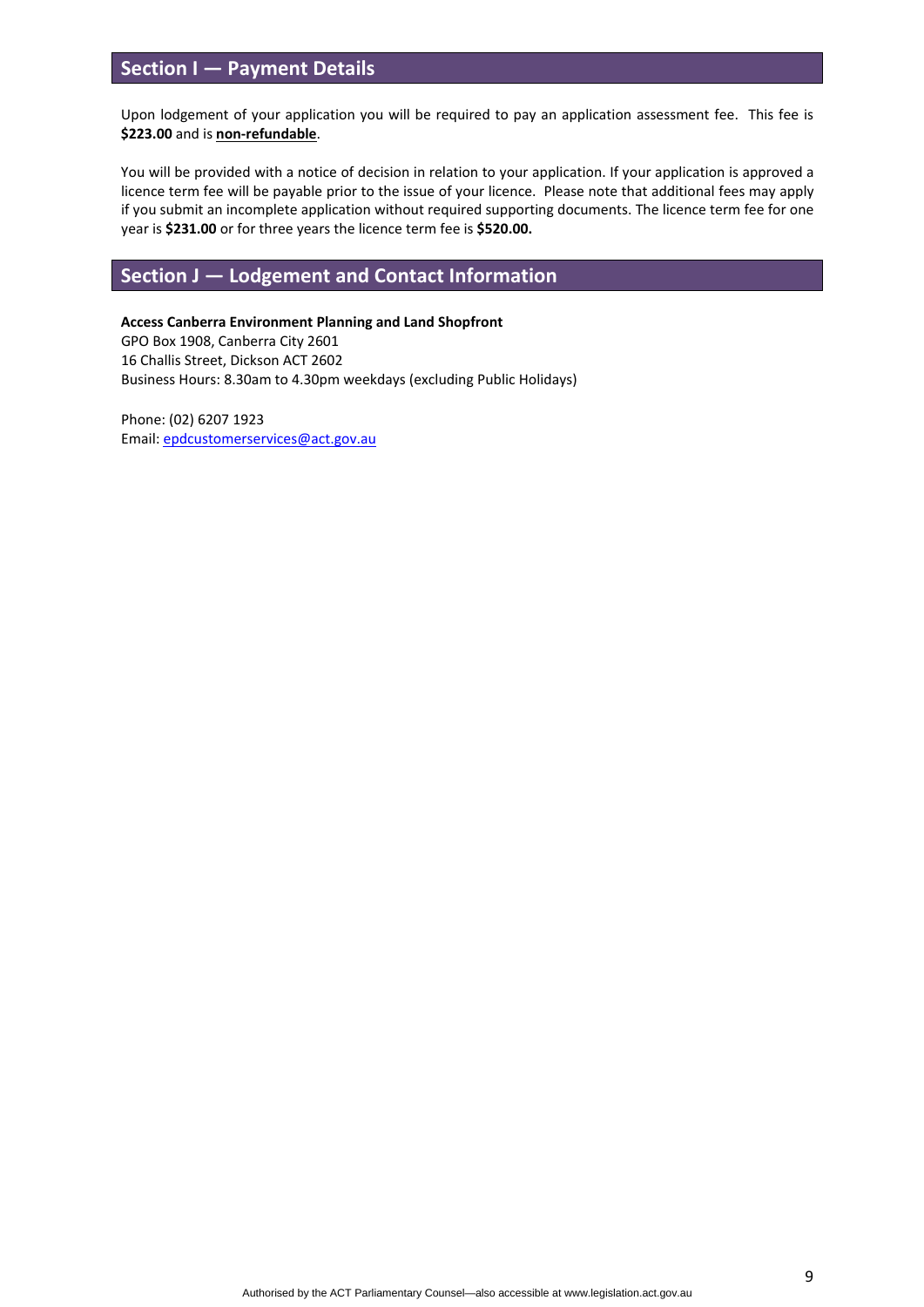## Section I — Payment Details

Upon lodgement of your application you will be required to pay an application assessment fee. This fee is **$223.00** and is **non-refundable**.

You will be provided with a notice of decision in relation to your application. If your application is approved a licence term fee will be payable prior to the issue of your licence. Please note that additional fees may apply if you submit an incomplete application without required supporting documents. The licence term fee for one year is **$231.00** or for three years the licence term fee is **$520.00.**

## Section J — Lodgement and Contact Information

**Access Canberra Environment Planning and Land Shopfront**
GPO Box 1908, Canberra City 2601
16 Challis Street, Dickson ACT 2602
Business Hours: 8.30am to 4.30pm weekdays (excluding Public Holidays)

Phone: (02) 6207 1923
Email: epdcustomerservices@act.gov.au